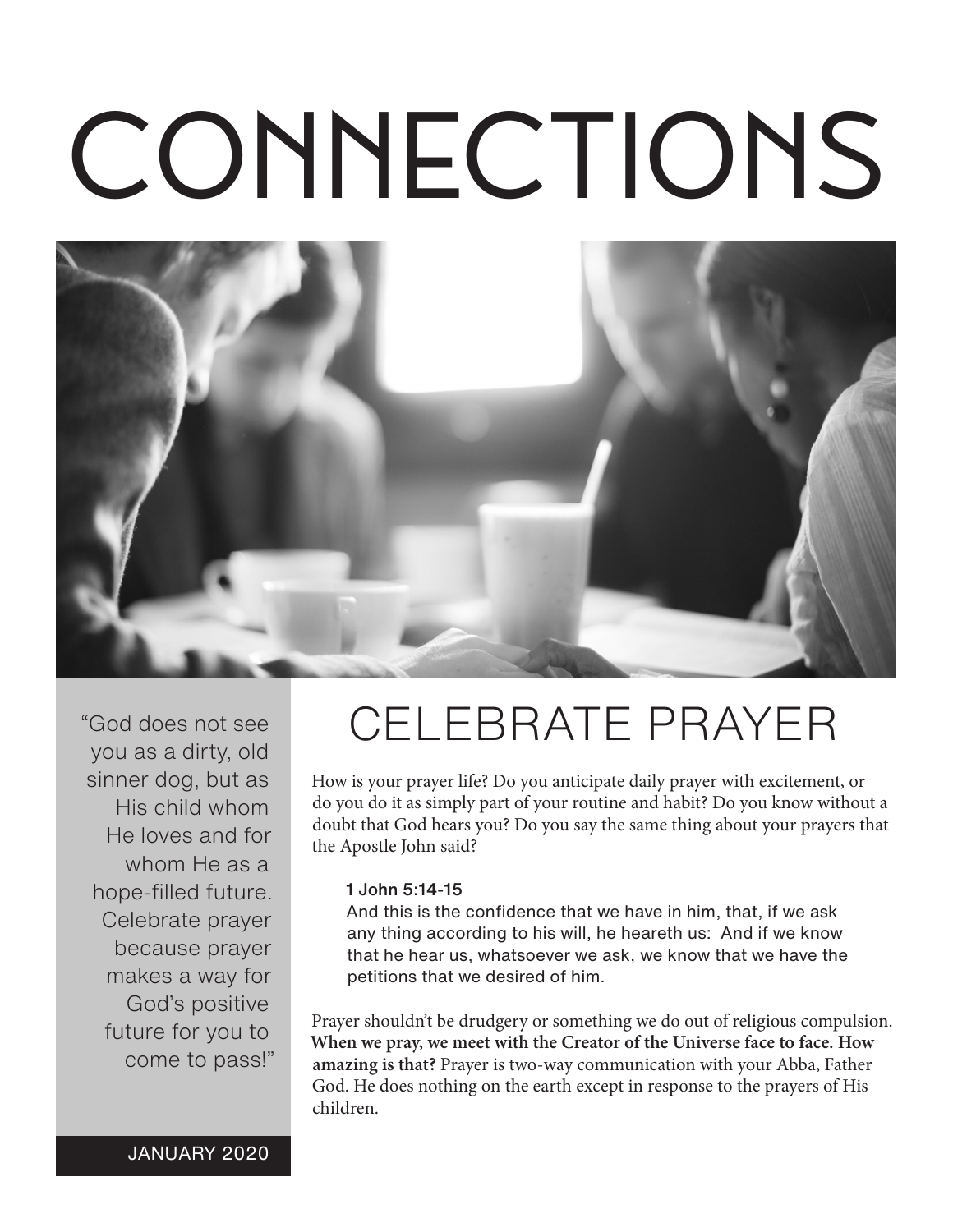# CONNECTIONS

"God does not see you as a dirty, old sinner dog, but as His child whom He loves and for whom He as a hope-filled future. Celebrate prayer because prayer makes a way for God's positive future for you to come to pass!"

JANUARY 2020

## CELEBRATE PRAYER

How is your prayer life? Do you anticipate daily prayer with excitement, or do you do it as simply part of your routine and habit? Do you know without a doubt that God hears you? Do you say the same thing about your prayers that the Apostle John said?

> 1 John 5:14-15
> And this is the confidence that we have in him, that, if we ask any thing according to his will, he heareth us: And if we know that he hear us, whatsoever we ask, we know that we have the petitions that we desired of him.

Prayer shouldn't be drudgery or something we do out of religious compulsion. **When we pray, we meet with the Creator of the Universe face to face. How amazing is that?** Prayer is two-way communication with your Abba, Father God. He does nothing on the earth except in response to the prayers of His children.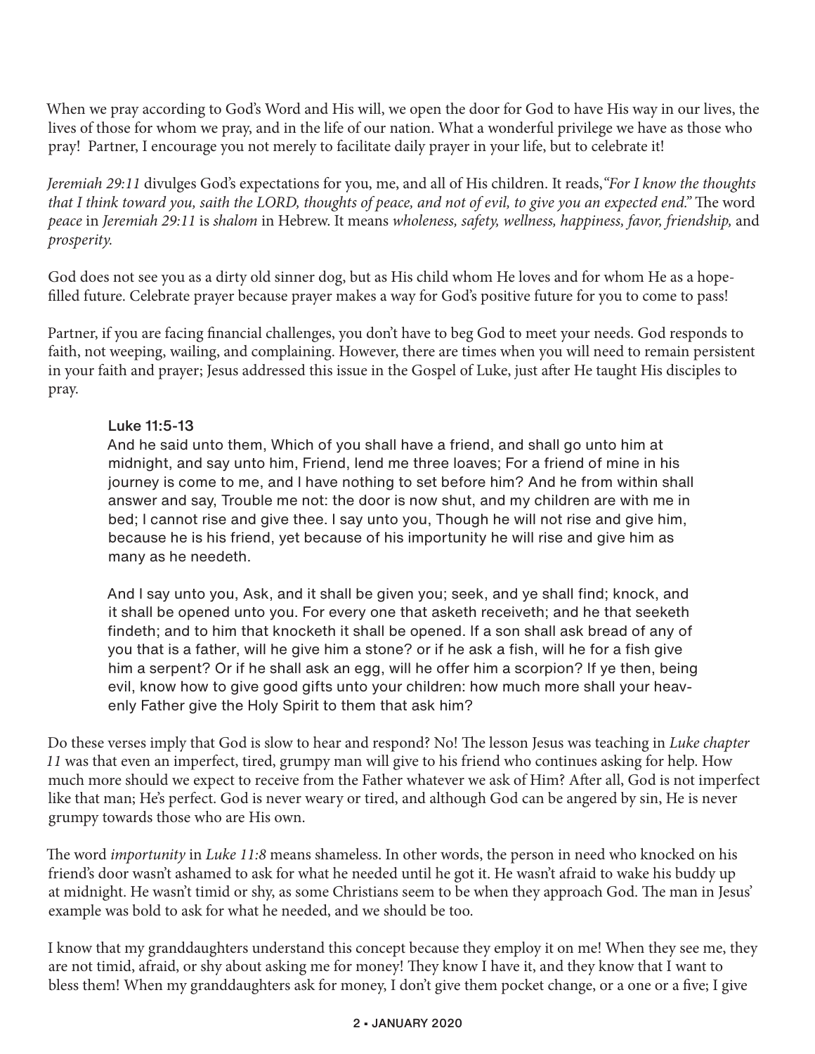When we pray according to God's Word and His will, we open the door for God to have His way in our lives, the lives of those for whom we pray, and in the life of our nation. What a wonderful privilege we have as those who pray! Partner, I encourage you not merely to facilitate daily prayer in your life, but to celebrate it!

*Jeremiah 29:11* divulges God's expectations for you, me, and all of His children. It reads, *"For I know the thoughts that I think toward you, saith the LORD, thoughts of peace, and not of evil, to give you an expected end."* The word *peace* in *Jeremiah 29:11* is *shalom* in Hebrew. It means *wholeness, safety, wellness, happiness, favor, friendship,* and *prosperity.*

God does not see you as a dirty old sinner dog, but as His child whom He loves and for whom He as a hope-filled future. Celebrate prayer because prayer makes a way for God's positive future for you to come to pass!

Partner, if you are facing financial challenges, you don't have to beg God to meet your needs. God responds to faith, not weeping, wailing, and complaining. However, there are times when you will need to remain persistent in your faith and prayer; Jesus addressed this issue in the Gospel of Luke, just after He taught His disciples to pray.

> **Luke 11:5-13**
>
> And he said unto them, Which of you shall have a friend, and shall go unto him at midnight, and say unto him, Friend, lend me three loaves; For a friend of mine in his journey is come to me, and I have nothing to set before him? And he from within shall answer and say, Trouble me not: the door is now shut, and my children are with me in bed; I cannot rise and give thee. I say unto you, Though he will not rise and give him, because he is his friend, yet because of his importunity he will rise and give him as many as he needeth.
>
> And I say unto you, Ask, and it shall be given you; seek, and ye shall find; knock, and it shall be opened unto you. For every one that asketh receiveth; and he that seeketh findeth; and to him that knocketh it shall be opened. If a son shall ask bread of any of you that is a father, will he give him a stone? or if he ask a fish, will he for a fish give him a serpent? Or if he shall ask an egg, will he offer him a scorpion? If ye then, being evil, know how to give good gifts unto your children: how much more shall your heavenly Father give the Holy Spirit to them that ask him?

Do these verses imply that God is slow to hear and respond? No! The lesson Jesus was teaching in *Luke chapter 11* was that even an imperfect, tired, grumpy man will give to his friend who continues asking for help. How much more should we expect to receive from the Father whatever we ask of Him? After all, God is not imperfect like that man; He's perfect. God is never weary or tired, and although God can be angered by sin, He is never grumpy towards those who are His own.

The word *importunity* in *Luke 11:8* means shameless. In other words, the person in need who knocked on his friend's door wasn't ashamed to ask for what he needed until he got it. He wasn't afraid to wake his buddy up at midnight. He wasn't timid or shy, as some Christians seem to be when they approach God. The man in Jesus' example was bold to ask for what he needed, and we should be too.

I know that my granddaughters understand this concept because they employ it on me! When they see me, they are not timid, afraid, or shy about asking me for money! They know I have it, and they know that I want to bless them! When my granddaughters ask for money, I don't give them pocket change, or a one or a five; I give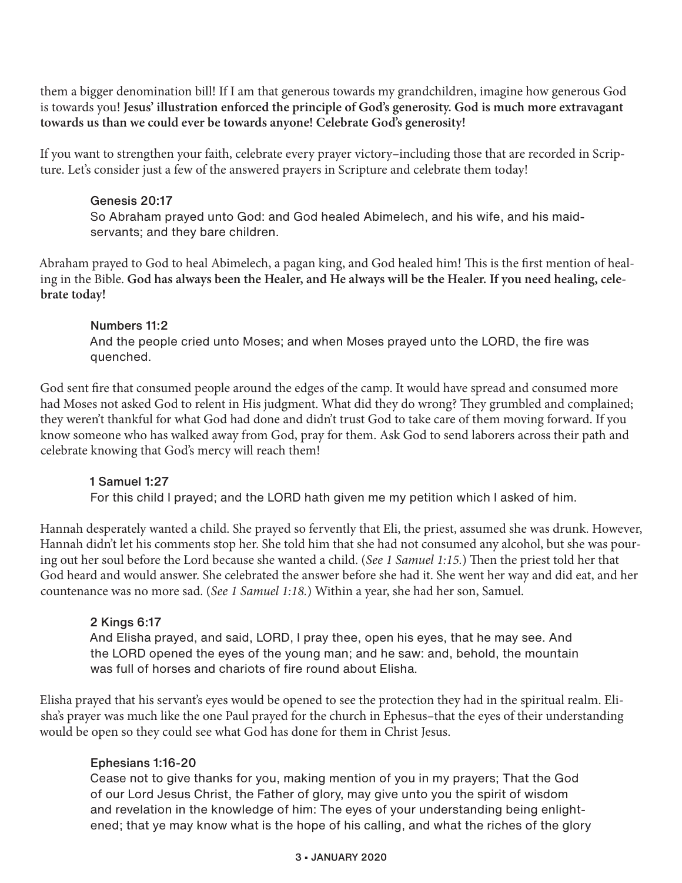them a bigger denomination bill! If I am that generous towards my grandchildren, imagine how generous God is towards you! **Jesus' illustration enforced the principle of God's generosity. God is much more extravagant towards us than we could ever be towards anyone! Celebrate God's generosity!**

If you want to strengthen your faith, celebrate every prayer victory–including those that are recorded in Scripture. Let's consider just a few of the answered prayers in Scripture and celebrate them today!

> **Genesis 20:17**
> So Abraham prayed unto God: and God healed Abimelech, and his wife, and his maidservants; and they bare children.

Abraham prayed to God to heal Abimelech, a pagan king, and God healed him! This is the first mention of healing in the Bible. **God has always been the Healer, and He always will be the Healer. If you need healing, celebrate today!**

> **Numbers 11:2**
> And the people cried unto Moses; and when Moses prayed unto the LORD, the fire was quenched.

God sent fire that consumed people around the edges of the camp. It would have spread and consumed more had Moses not asked God to relent in His judgment. What did they do wrong? They grumbled and complained; they weren't thankful for what God had done and didn't trust God to take care of them moving forward. If you know someone who has walked away from God, pray for them. Ask God to send laborers across their path and celebrate knowing that God's mercy will reach them!

> **1 Samuel 1:27**
> For this child I prayed; and the LORD hath given me my petition which I asked of him.

Hannah desperately wanted a child. She prayed so fervently that Eli, the priest, assumed she was drunk. However, Hannah didn't let his comments stop her. She told him that she had not consumed any alcohol, but she was pouring out her soul before the Lord because she wanted a child. (*See 1 Samuel 1:15.*) Then the priest told her that God heard and would answer. She celebrated the answer before she had it. She went her way and did eat, and her countenance was no more sad. (*See 1 Samuel 1:18.*) Within a year, she had her son, Samuel.

> **2 Kings 6:17**
> And Elisha prayed, and said, LORD, I pray thee, open his eyes, that he may see. And the LORD opened the eyes of the young man; and he saw: and, behold, the mountain was full of horses and chariots of fire round about Elisha.

Elisha prayed that his servant's eyes would be opened to see the protection they had in the spiritual realm. Elisha's prayer was much like the one Paul prayed for the church in Ephesus–that the eyes of their understanding would be open so they could see what God has done for them in Christ Jesus.

> **Ephesians 1:16-20**
> Cease not to give thanks for you, making mention of you in my prayers; That the God of our Lord Jesus Christ, the Father of glory, may give unto you the spirit of wisdom and revelation in the knowledge of him: The eyes of your understanding being enlightened; that ye may know what is the hope of his calling, and what the riches of the glory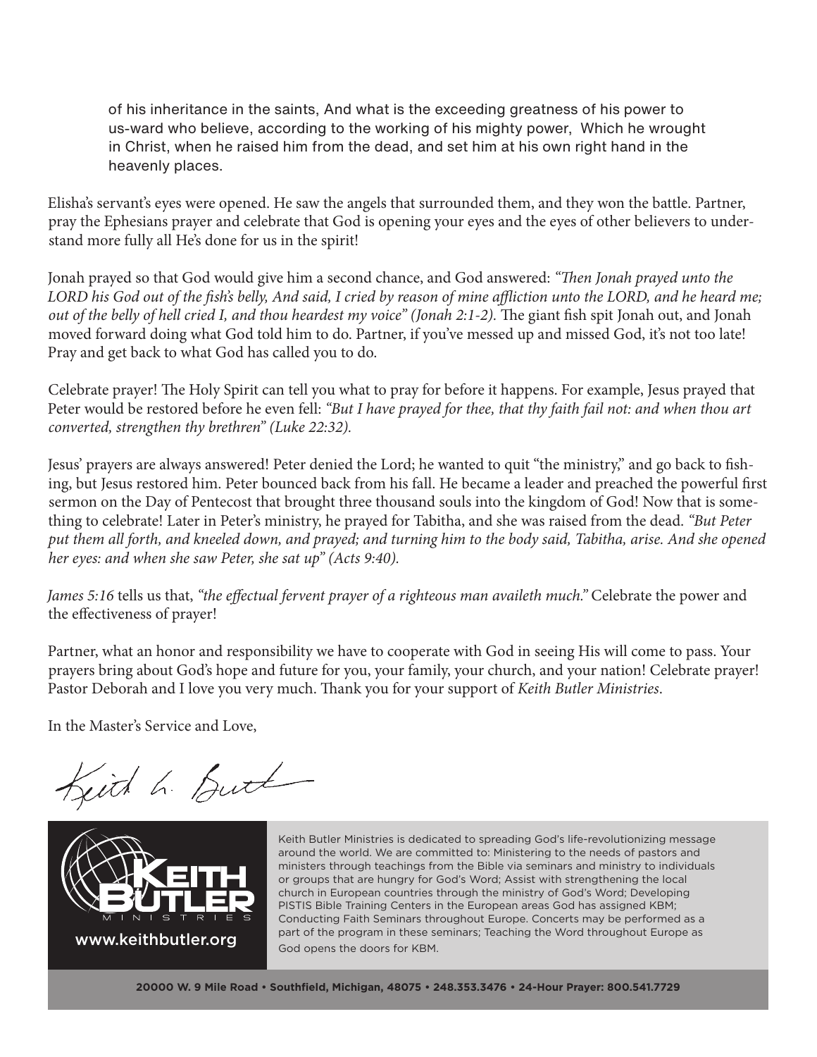of his inheritance in the saints, And what is the exceeding greatness of his power to us-ward who believe, according to the working of his mighty power, Which he wrought in Christ, when he raised him from the dead, and set him at his own right hand in the heavenly places.

Elisha's servant's eyes were opened. He saw the angels that surrounded them, and they won the battle. Partner, pray the Ephesians prayer and celebrate that God is opening your eyes and the eyes of other believers to understand more fully all He's done for us in the spirit!

Jonah prayed so that God would give him a second chance, and God answered: *"Then Jonah prayed unto the LORD his God out of the fish's belly, And said, I cried by reason of mine affliction unto the LORD, and he heard me; out of the belly of hell cried I, and thou heardest my voice" (Jonah 2:1-2).* The giant fish spit Jonah out, and Jonah moved forward doing what God told him to do. Partner, if you've messed up and missed God, it's not too late! Pray and get back to what God has called you to do.

Celebrate prayer! The Holy Spirit can tell you what to pray for before it happens. For example, Jesus prayed that Peter would be restored before he even fell: *"But I have prayed for thee, that thy faith fail not: and when thou art converted, strengthen thy brethren" (Luke 22:32).*

Jesus' prayers are always answered! Peter denied the Lord; he wanted to quit "the ministry," and go back to fishing, but Jesus restored him. Peter bounced back from his fall. He became a leader and preached the powerful first sermon on the Day of Pentecost that brought three thousand souls into the kingdom of God! Now that is something to celebrate! Later in Peter's ministry, he prayed for Tabitha, and she was raised from the dead. *"But Peter put them all forth, and kneeled down, and prayed; and turning him to the body said, Tabitha, arise. And she opened her eyes: and when she saw Peter, she sat up" (Acts 9:40).*

*James 5:16* tells us that, *"the effectual fervent prayer of a righteous man availeth much."* Celebrate the power and the effectiveness of prayer!

Partner, what an honor and responsibility we have to cooperate with God in seeing His will come to pass. Your prayers bring about God's hope and future for you, your family, your church, and your nation! Celebrate prayer! Pastor Deborah and I love you very much. Thank you for your support of *Keith Butler Ministries*.

In the Master's Service and Love,

Keith A. Butler

KEITH BUTLER MINISTRIES

www.keithbutler.org

Keith Butler Ministries is dedicated to spreading God's life-revolutionizing message around the world. We are committed to: Ministering to the needs of pastors and ministers through teachings from the Bible via seminars and ministry to individuals or groups that are hungry for God's Word; Assist with strengthening the local church in European countries through the ministry of God's Word; Developing PISTIS Bible Training Centers in the European areas God has assigned KBM; Conducting Faith Seminars throughout Europe. Concerts may be performed as a part of the program in these seminars; Teaching the Word throughout Europe as God opens the doors for KBM.

**20000 W. 9 Mile Road • Southfield, Michigan, 48075 • 248.353.3476 • 24-Hour Prayer: 800.541.7729**